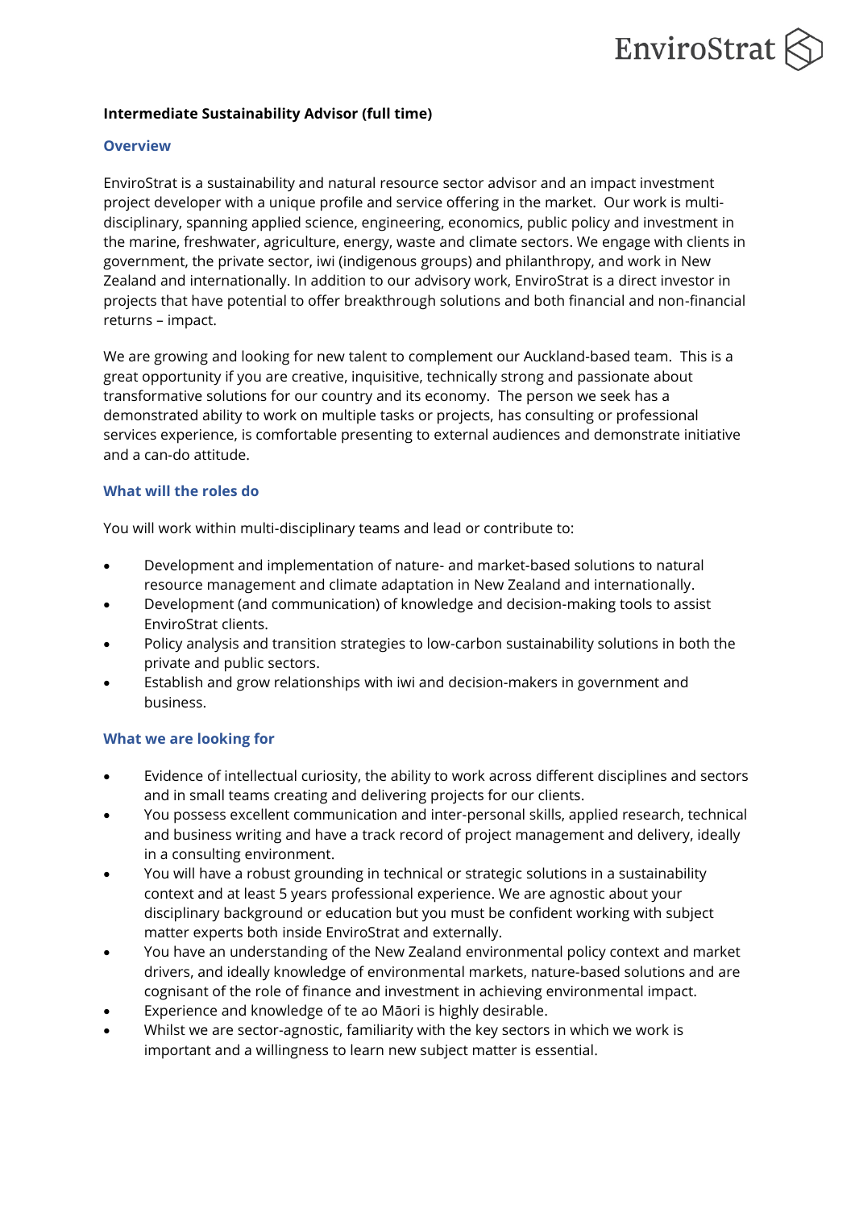**Intermediate Sustainability Advisor (full time)**

## Overview

EnviroStrat is a sustainability and natural resource sector advisor and an impact investment project developer with a unique profile and service offering in the market. Our work is multi-disciplinary, spanning applied science, engineering, economics, public policy and investment in the marine, freshwater, agriculture, energy, waste and climate sectors. We engage with clients in government, the private sector, iwi (indigenous groups) and philanthropy, and work in New Zealand and internationally. In addition to our advisory work, EnviroStrat is a direct investor in projects that have potential to offer breakthrough solutions and both financial and non-financial returns – impact.

We are growing and looking for new talent to complement our Auckland-based team. This is a great opportunity if you are creative, inquisitive, technically strong and passionate about transformative solutions for our country and its economy. The person we seek has a demonstrated ability to work on multiple tasks or projects, has consulting or professional services experience, is comfortable presenting to external audiences and demonstrate initiative and a can-do attitude.

## What will the roles do

You will work within multi-disciplinary teams and lead or contribute to:

- Development and implementation of nature- and market-based solutions to natural resource management and climate adaptation in New Zealand and internationally.
- Development (and communication) of knowledge and decision-making tools to assist EnviroStrat clients.
- Policy analysis and transition strategies to low-carbon sustainability solutions in both the private and public sectors.
- Establish and grow relationships with iwi and decision-makers in government and business.

## What we are looking for

- Evidence of intellectual curiosity, the ability to work across different disciplines and sectors and in small teams creating and delivering projects for our clients.
- You possess excellent communication and inter-personal skills, applied research, technical and business writing and have a track record of project management and delivery, ideally in a consulting environment.
- You will have a robust grounding in technical or strategic solutions in a sustainability context and at least 5 years professional experience. We are agnostic about your disciplinary background or education but you must be confident working with subject matter experts both inside EnviroStrat and externally.
- You have an understanding of the New Zealand environmental policy context and market drivers, and ideally knowledge of environmental markets, nature-based solutions and are cognisant of the role of finance and investment in achieving environmental impact.
- Experience and knowledge of te ao Māori is highly desirable.
- Whilst we are sector-agnostic, familiarity with the key sectors in which we work is important and a willingness to learn new subject matter is essential.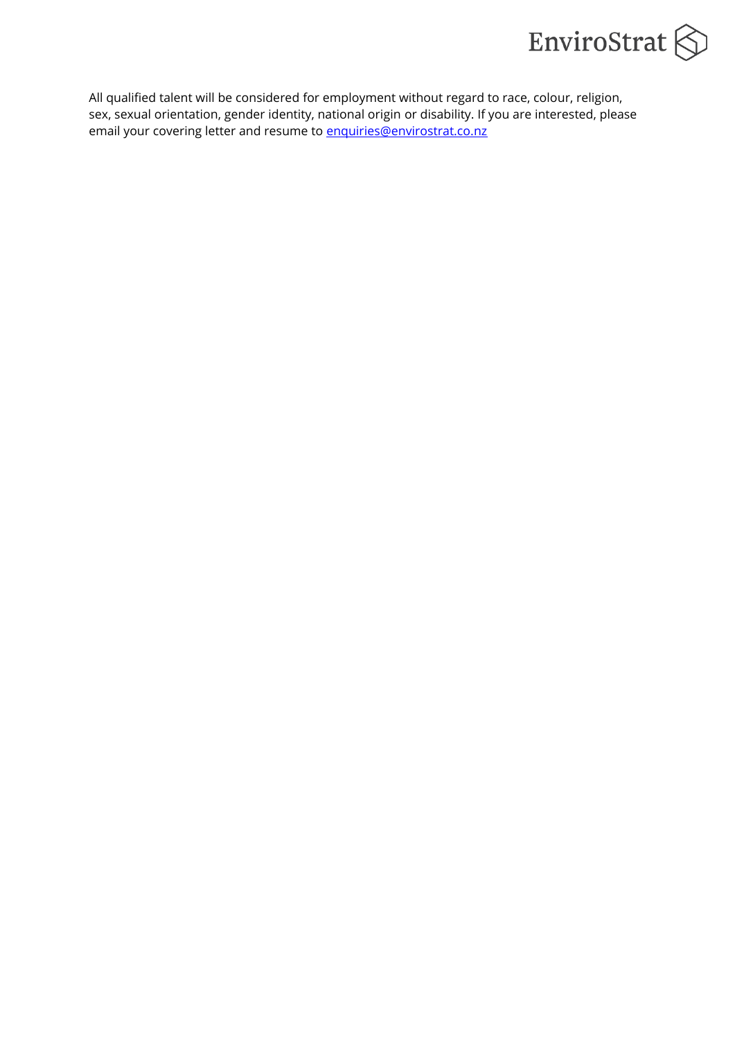All qualified talent will be considered for employment without regard to race, colour, religion, sex, sexual orientation, gender identity, national origin or disability. If you are interested, please email your covering letter and resume to enquiries@envirostrat.co.nz